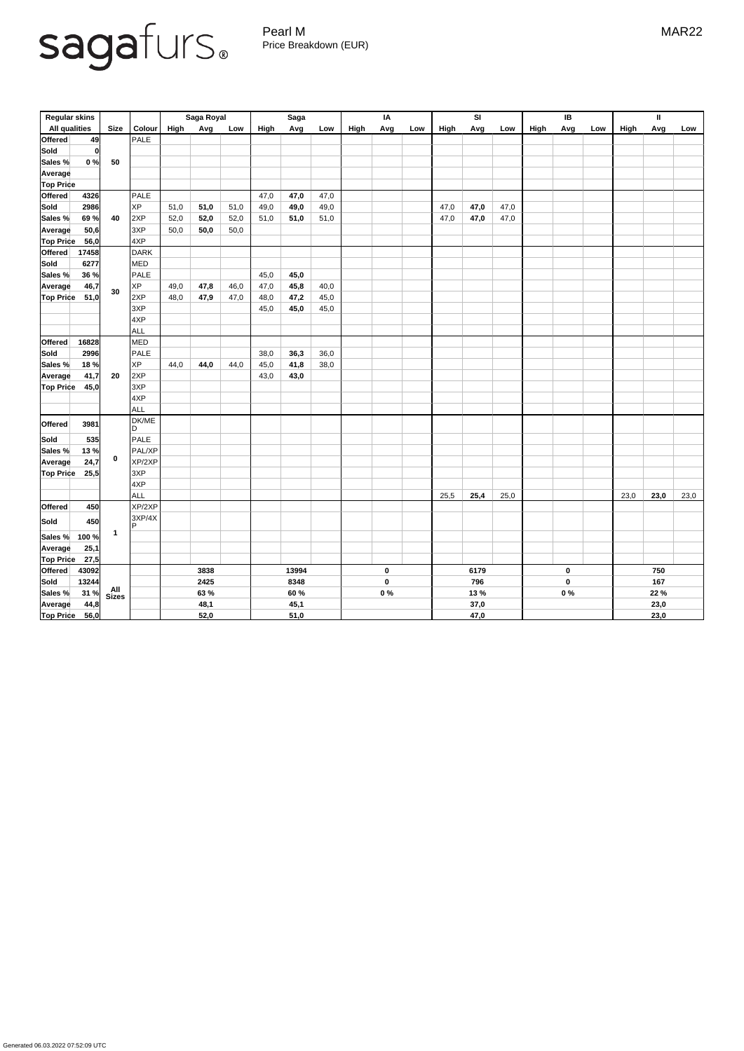sagafurs®

Pearl M
Price Breakdown (EUR)

MAR22

| Regular skins | | | | Saga Royal | | | Saga | | | IA | | | SI | | | IB | | | II | | |
|---|---|---|---|---|---|---|---|---|---|---|---|---|---|---|---|---|---|---|---|---|---|
| All qualities | | Size | Colour | High | Avg | Low | High | Avg | Low | High | Avg | Low | High | Avg | Low | High | Avg | Low | High | Avg | Low |
| Offered | 49 | 50 | PALE | | | | | | | | | | | | | | | | | | |
| Sold | 0 | | | | | | | | | | | | | | | | | | | | |
| Sales % | 0 % | | | | | | | | | | | | | | | | | | | | |
| Average | | | | | | | | | | | | | | | | | | | | | |
| Top Price | | | | | | | | | | | | | | | | | | | | | |
| Offered | 4326 | 40 | PALE | | | | 47,0 | **47,0** | 47,0 | | | | | | | | | | | | |
| Sold | 2986 | | XP | 51,0 | **51,0** | 51,0 | 49,0 | **49,0** | 49,0 | | | | 47,0 | **47,0** | 47,0 | | | | | | |
| Sales % | 69 % | | 2XP | 52,0 | **52,0** | 52,0 | 51,0 | **51,0** | 51,0 | | | | 47,0 | **47,0** | 47,0 | | | | | | |
| Average | 50,6 | | 3XP | 50,0 | **50,0** | 50,0 | | | | | | | | | | | | | | | |
| Top Price | 56,0 | | 4XP | | | | | | | | | | | | | | | | | | |
| Offered | 17458 | 30 | DARK | | | | | | | | | | | | | | | | | | |
| Sold | 6277 | | MED | | | | | | | | | | | | | | | | | | |
| Sales % | 36 % | | PALE | | | | 45,0 | **45,0** | | | | | | | | | | | | | |
| Average | 46,7 | | XP | 49,0 | **47,8** | 46,0 | 47,0 | **45,8** | 40,0 | | | | | | | | | | | | |
| Top Price | 51,0 | | 2XP | 48,0 | **47,9** | 47,0 | 48,0 | **47,2** | 45,0 | | | | | | | | | | | | |
| | | | 3XP | | | | 45,0 | **45,0** | 45,0 | | | | | | | | | | | | |
| | | | 4XP | | | | | | | | | | | | | | | | | | |
| | | | ALL | | | | | | | | | | | | | | | | | | |
| Offered | 16828 | 20 | MED | | | | | | | | | | | | | | | | | | |
| Sold | 2996 | | PALE | | | | 38,0 | **36,3** | 36,0 | | | | | | | | | | | | |
| Sales % | 18 % | | XP | 44,0 | **44,0** | 44,0 | 45,0 | **41,8** | 38,0 | | | | | | | | | | | | |
| Average | 41,7 | | 2XP | | | | 43,0 | **43,0** | | | | | | | | | | | | | |
| Top Price | 45,0 | | 3XP | | | | | | | | | | | | | | | | | | |
| | | | 4XP | | | | | | | | | | | | | | | | | | |
| | | | ALL | | | | | | | | | | | | | | | | | | |
| Offered | 3981 | 0 | DK/MED | | | | | | | | | | | | | | | | | | |
| Sold | 535 | | PALE | | | | | | | | | | | | | | | | | | |
| Sales % | 13 % | | PAL/XP | | | | | | | | | | | | | | | | | | |
| Average | 24,7 | | XP/2XP | | | | | | | | | | | | | | | | | | |
| Top Price | 25,5 | | 3XP | | | | | | | | | | | | | | | | | | |
| | | | 4XP | | | | | | | | | | | | | | | | | | |
| | | | ALL | | | | | | | | | | 25,5 | **25,4** | 25,0 | | | | 23,0 | **23,0** | 23,0 |
| Offered | 450 | 1 | XP/2XP | | | | | | | | | | | | | | | | | | |
| Sold | 450 | | 3XP/4XP | | | | | | | | | | | | | | | | | | |
| Sales % | 100 % | | | | | | | | | | | | | | | | | | | | |
| Average | 25,1 | | | | | | | | | | | | | | | | | | | | |
| Top Price | 27,5 | | | | | | | | | | | | | | | | | | | | |
| Offered | 43092 | All Sizes | | | **3838** | | | **13994** | | | **0** | | | **6179** | | | **0** | | | **750** | |
| Sold | 13244 | | | | **2425** | | | **8348** | | | **0** | | | **796** | | | **0** | | | **167** | |
| Sales % | 31 % | | | | **63 %** | | | **60 %** | | | **0 %** | | | **13 %** | | | **0 %** | | | **22 %** | |
| Average | 44,8 | | | | **48,1** | | | **45,1** | | | | | | **37,0** | | | | | | **23,0** | |
| Top Price | 56,0 | | | | **52,0** | | | **51,0** | | | | | | **47,0** | | | | | | **23,0** | |

Generated 06.03.2022 07:52:09 UTC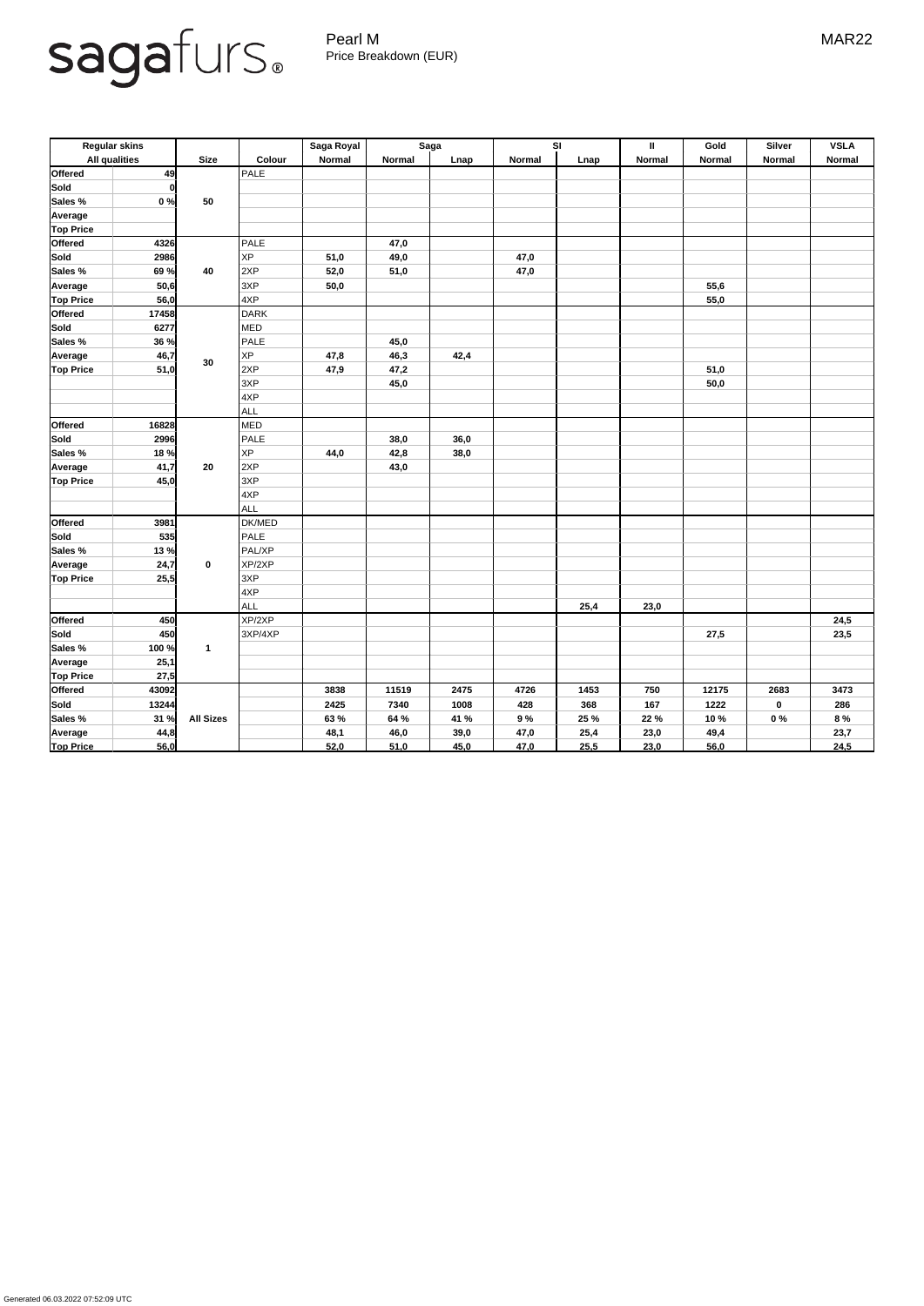# sagafurs

Pearl M
Price Breakdown (EUR)

MAR22

| Regular skins | | Size | Colour | Saga Royal | Saga | | SI | | II | Gold | Silver | VSLA |
|---|---|---|---|---|---|---|---|---|---|---|---|---|
| All qualities | | | | Normal | Normal | Lnap | Normal | Lnap | Normal | Normal | Normal | Normal |
| Offered | 49 | 50 | PALE | | | | | | | | | |
| Sold | 0 | | | | | | | | | | | |
| Sales % | 0 % | | | | | | | | | | | |
| Average | | | | | | | | | | | | |
| Top Price | | | | | | | | | | | | |
| Offered | 4326 | 40 | PALE | | 47,0 | | | | | | | |
| Sold | 2986 | | XP | 51,0 | 49,0 | | 47,0 | | | | | |
| Sales % | 69 % | | 2XP | 52,0 | 51,0 | | 47,0 | | | | | |
| Average | 50,6 | | 3XP | 50,0 | | | | | | 55,6 | | |
| Top Price | 56,0 | | 4XP | | | | | | | 55,0 | | |
| Offered | 17458 | 30 | DARK | | | | | | | | | |
| Sold | 6277 | | MED | | | | | | | | | |
| Sales % | 36 % | | PALE | | 45,0 | | | | | | | |
| Average | 46,7 | | XP | 47,8 | 46,3 | 42,4 | | | | | | |
| Top Price | 51,0 | | 2XP | 47,9 | 47,2 | | | | | 51,0 | | |
| | | | 3XP | | 45,0 | | | | | 50,0 | | |
| | | | 4XP | | | | | | | | | |
| | | | ALL | | | | | | | | | |
| Offered | 16828 | 20 | MED | | | | | | | | | |
| Sold | 2996 | | PALE | | 38,0 | 36,0 | | | | | | |
| Sales % | 18 % | | XP | 44,0 | 42,8 | 38,0 | | | | | | |
| Average | 41,7 | | 2XP | | 43,0 | | | | | | | |
| Top Price | 45,0 | | 3XP | | | | | | | | | |
| | | | 4XP | | | | | | | | | |
| | | | ALL | | | | | | | | | |
| Offered | 3981 | 0 | DK/MED | | | | | | | | | |
| Sold | 535 | | PALE | | | | | | | | | |
| Sales % | 13 % | | PAL/XP | | | | | | | | | |
| Average | 24,7 | | XP/2XP | | | | | | | | | |
| Top Price | 25,5 | | 3XP | | | | | | | | | |
| | | | 4XP | | | | | | | | | |
| | | | ALL | | | | | 25,4 | 23,0 | | | |
| Offered | 450 | 1 | XP/2XP | | | | | | | | | 24,5 |
| Sold | 450 | | 3XP/4XP | | | | | | | 27,5 | | 23,5 |
| Sales % | 100 % | | | | | | | | | | | |
| Average | 25,1 | | | | | | | | | | | |
| Top Price | 27,5 | | | | | | | | | | | |
| Offered | 43092 | All Sizes | | 3838 | 11519 | 2475 | 4726 | 1453 | 750 | 12175 | 2683 | 3473 |
| Sold | 13244 | | | 2425 | 7340 | 1008 | 428 | 368 | 167 | 1222 | 0 | 286 |
| Sales % | 31 % | | | 63 % | 64 % | 41 % | 9 % | 25 % | 22 % | 10 % | 0 % | 8 % |
| Average | 44,8 | | | 48,1 | 46,0 | 39,0 | 47,0 | 25,4 | 23,0 | 49,4 | | 23,7 |
| Top Price | 56,0 | | | 52,0 | 51,0 | 45,0 | 47,0 | 25,5 | 23,0 | 56,0 | | 24,5 |

Generated 06.03.2022 07:52:09 UTC